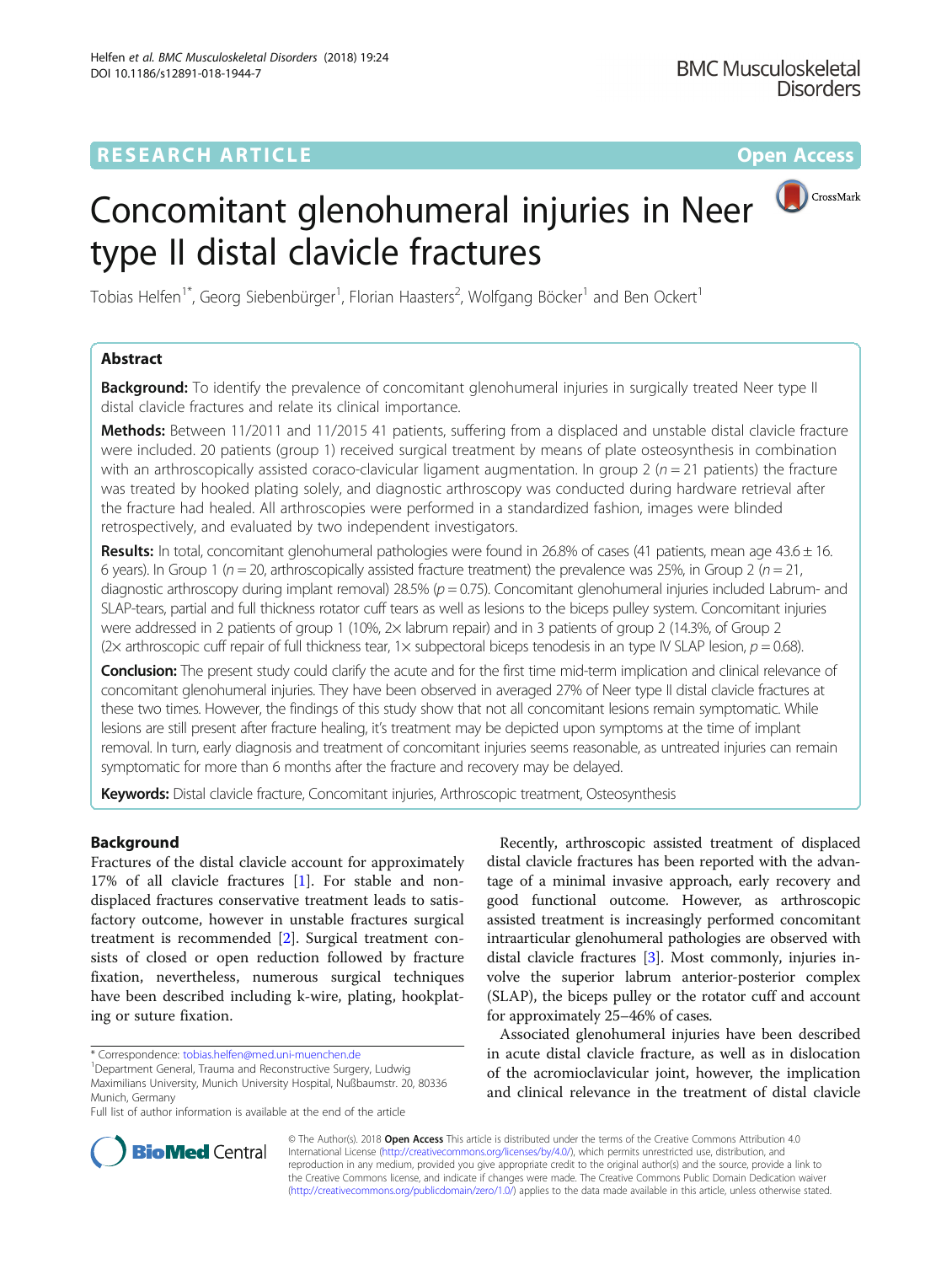RESEARCH ARTICLE

Open Access

# Concomitant glenohumeral injuries in Neer type II distal clavicle fractures

Tobias Helfen[1*], Georg Siebenbürger[1], Florian Haasters[2], Wolfgang Böcker[1] and Ben Ockert[1]

## Abstract

**Background:** To identify the prevalence of concomitant glenohumeral injuries in surgically treated Neer type II distal clavicle fractures and relate its clinical importance.

**Methods:** Between 11/2011 and 11/2015 41 patients, suffering from a displaced and unstable distal clavicle fracture were included. 20 patients (group 1) received surgical treatment by means of plate osteosynthesis in combination with an arthroscopically assisted coraco-clavicular ligament augmentation. In group 2 ($n = 21$ patients) the fracture was treated by hooked plating solely, and diagnostic arthroscopy was conducted during hardware retrieval after the fracture had healed. All arthroscopies were performed in a standardized fashion, images were blinded retrospectively, and evaluated by two independent investigators.

**Results:** In total, concomitant glenohumeral pathologies were found in 26.8% of cases (41 patients, mean age 43.6 ± 16.6 years). In Group 1 ($n = 20$, arthroscopically assisted fracture treatment) the prevalence was 25%, in Group 2 ($n = 21$, diagnostic arthroscopy during implant removal) 28.5% ($p = 0.75$). Concomitant glenohumeral injuries included Labrum- and SLAP-tears, partial and full thickness rotator cuff tears as well as lesions to the biceps pulley system. Concomitant injuries were addressed in 2 patients of group 1 (10%, 2× labrum repair) and in 3 patients of group 2 (14.3%, of Group 2 (2× arthroscopic cuff repair of full thickness tear, 1× subpectoral biceps tenodesis in an type IV SLAP lesion, $p = 0.68$).

**Conclusion:** The present study could clarify the acute and for the first time mid-term implication and clinical relevance of concomitant glenohumeral injuries. They have been observed in averaged 27% of Neer type II distal clavicle fractures at these two times. However, the findings of this study show that not all concomitant lesions remain symptomatic. While lesions are still present after fracture healing, it's treatment may be depicted upon symptoms at the time of implant removal. In turn, early diagnosis and treatment of concomitant injuries seems reasonable, as untreated injuries can remain symptomatic for more than 6 months after the fracture and recovery may be delayed.

**Keywords:** Distal clavicle fracture, Concomitant injuries, Arthroscopic treatment, Osteosynthesis

## Background

Fractures of the distal clavicle account for approximately 17% of all clavicle fractures [1]. For stable and non-displaced fractures conservative treatment leads to satisfactory outcome, however in unstable fractures surgical treatment is recommended [2]. Surgical treatment consists of closed or open reduction followed by fracture fixation, nevertheless, numerous surgical techniques have been described including k-wire, plating, hookplating or suture fixation.

Recently, arthroscopic assisted treatment of displaced distal clavicle fractures has been reported with the advantage of a minimal invasive approach, early recovery and good functional outcome. However, as arthroscopic assisted treatment is increasingly performed concomitant intraarticular glenohumeral pathologies are observed with distal clavicle fractures [3]. Most commonly, injuries involve the superior labrum anterior-posterior complex (SLAP), the biceps pulley or the rotator cuff and account for approximately 25–46% of cases.

Associated glenohumeral injuries have been described in acute distal clavicle fracture, as well as in dislocation of the acromioclavicular joint, however, the implication and clinical relevance in the treatment of distal clavicle

* Correspondence: tobias.helfen@med.uni-muenchen.de
[1]Department General, Trauma and Reconstructive Surgery, Ludwig Maximilians University, Munich University Hospital, Nußbaumstr. 20, 80336 Munich, Germany
Full list of author information is available at the end of the article

© The Author(s). 2018 **Open Access** This article is distributed under the terms of the Creative Commons Attribution 4.0 International License (http://creativecommons.org/licenses/by/4.0/), which permits unrestricted use, distribution, and reproduction in any medium, provided you give appropriate credit to the original author(s) and the source, provide a link to the Creative Commons license, and indicate if changes were made. The Creative Commons Public Domain Dedication waiver (http://creativecommons.org/publicdomain/zero/1.0/) applies to the data made available in this article, unless otherwise stated.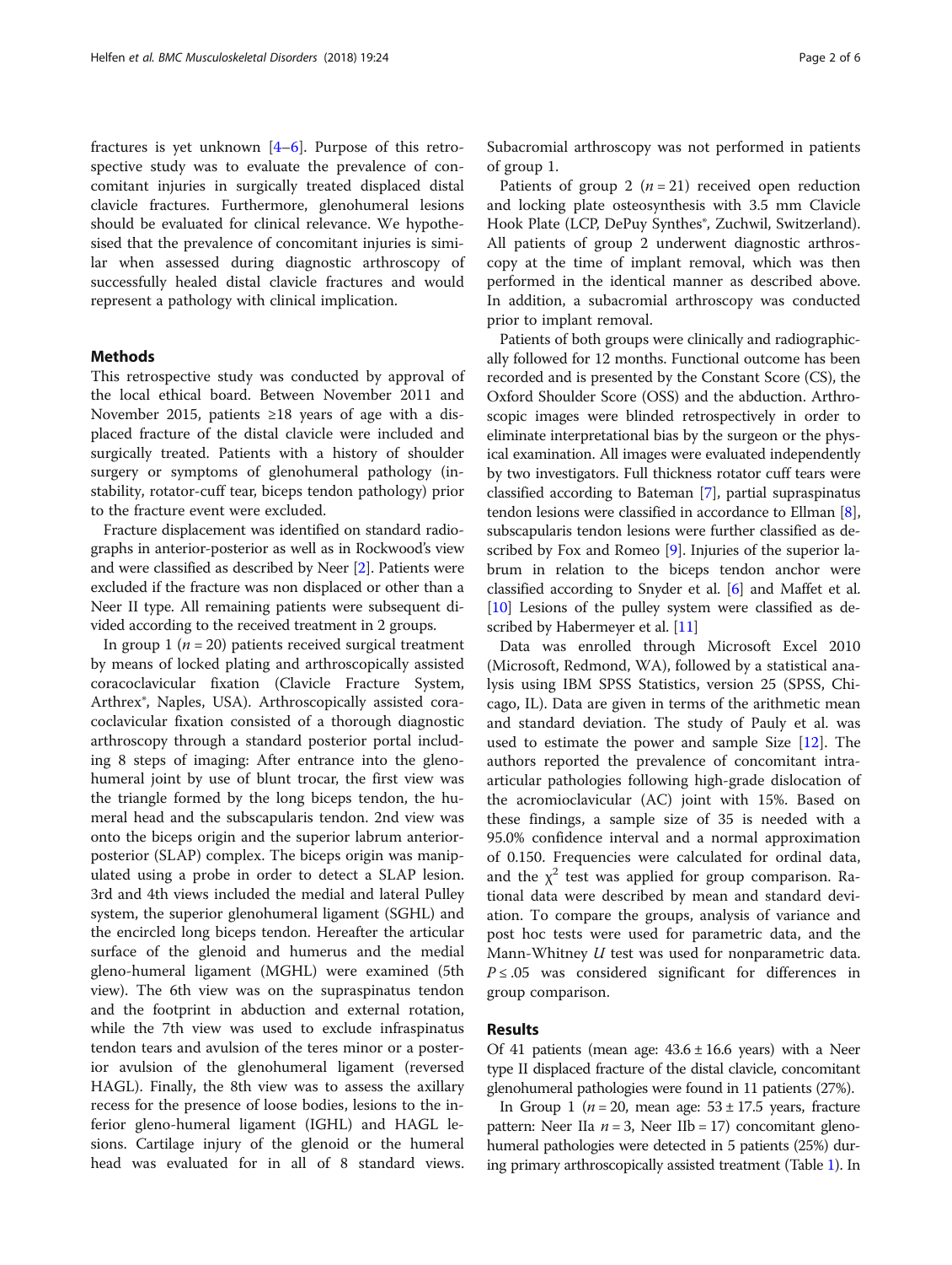fractures is yet unknown [4–6]. Purpose of this retrospective study was to evaluate the prevalence of concomitant injuries in surgically treated displaced distal clavicle fractures. Furthermore, glenohumeral lesions should be evaluated for clinical relevance. We hypothesised that the prevalence of concomitant injuries is similar when assessed during diagnostic arthroscopy of successfully healed distal clavicle fractures and would represent a pathology with clinical implication.

## Methods

This retrospective study was conducted by approval of the local ethical board. Between November 2011 and November 2015, patients ≥18 years of age with a displaced fracture of the distal clavicle were included and surgically treated. Patients with a history of shoulder surgery or symptoms of glenohumeral pathology (instability, rotator-cuff tear, biceps tendon pathology) prior to the fracture event were excluded.

Fracture displacement was identified on standard radiographs in anterior-posterior as well as in Rockwood's view and were classified as described by Neer [2]. Patients were excluded if the fracture was non displaced or other than a Neer II type. All remaining patients were subsequent divided according to the received treatment in 2 groups.

In group 1 ($n = 20$) patients received surgical treatment by means of locked plating and arthroscopically assisted coracoclavicular fixation (Clavicle Fracture System, Arthrex®, Naples, USA). Arthroscopically assisted coracoclavicular fixation consisted of a thorough diagnostic arthroscopy through a standard posterior portal including 8 steps of imaging: After entrance into the glenohumeral joint by use of blunt trocar, the first view was the triangle formed by the long biceps tendon, the humeral head and the subscapularis tendon. 2nd view was onto the biceps origin and the superior labrum anterior-posterior (SLAP) complex. The biceps origin was manipulated using a probe in order to detect a SLAP lesion. 3rd and 4th views included the medial and lateral Pulley system, the superior glenohumeral ligament (SGHL) and the encircled long biceps tendon. Hereafter the articular surface of the glenoid and humerus and the medial gleno-humeral ligament (MGHL) were examined (5th view). The 6th view was on the supraspinatus tendon and the footprint in abduction and external rotation, while the 7th view was used to exclude infraspinatus tendon tears and avulsion of the teres minor or a posterior avulsion of the glenohumeral ligament (reversed HAGL). Finally, the 8th view was to assess the axillary recess for the presence of loose bodies, lesions to the inferior gleno-humeral ligament (IGHL) and HAGL lesions. Cartilage injury of the glenoid or the humeral head was evaluated for in all of 8 standard views. Subacromial arthroscopy was not performed in patients of group 1.

Patients of group 2 ($n = 21$) received open reduction and locking plate osteosynthesis with 3.5 mm Clavicle Hook Plate (LCP, DePuy Synthes®, Zuchwil, Switzerland). All patients of group 2 underwent diagnostic arthroscopy at the time of implant removal, which was then performed in the identical manner as described above. In addition, a subacromial arthroscopy was conducted prior to implant removal.

Patients of both groups were clinically and radiographically followed for 12 months. Functional outcome has been recorded and is presented by the Constant Score (CS), the Oxford Shoulder Score (OSS) and the abduction. Arthroscopic images were blinded retrospectively in order to eliminate interpretational bias by the surgeon or the physical examination. All images were evaluated independently by two investigators. Full thickness rotator cuff tears were classified according to Bateman [7], partial supraspinatus tendon lesions were classified in accordance to Ellman [8], subscapularis tendon lesions were further classified as described by Fox and Romeo [9]. Injuries of the superior labrum in relation to the biceps tendon anchor were classified according to Snyder et al. [6] and Maffet et al. [10] Lesions of the pulley system were classified as described by Habermeyer et al. [11]

Data was enrolled through Microsoft Excel 2010 (Microsoft, Redmond, WA), followed by a statistical analysis using IBM SPSS Statistics, version 25 (SPSS, Chicago, IL). Data are given in terms of the arithmetic mean and standard deviation. The study of Pauly et al. was used to estimate the power and sample Size [12]. The authors reported the prevalence of concomitant intra-articular pathologies following high-grade dislocation of the acromioclavicular (AC) joint with 15%. Based on these findings, a sample size of 35 is needed with a 95.0% confidence interval and a normal approximation of 0.150. Frequencies were calculated for ordinal data, and the $\chi^2$ test was applied for group comparison. Rational data were described by mean and standard deviation. To compare the groups, analysis of variance and post hoc tests were used for parametric data, and the Mann-Whitney *U* test was used for nonparametric data. $P \leq .05$ was considered significant for differences in group comparison.

## Results

Of 41 patients (mean age: 43.6 ± 16.6 years) with a Neer type II displaced fracture of the distal clavicle, concomitant glenohumeral pathologies were found in 11 patients (27%).

In Group 1 ($n = 20$, mean age: 53 ± 17.5 years, fracture pattern: Neer IIa $n = 3$, Neer IIb = 17) concomitant glenohumeral pathologies were detected in 5 patients (25%) during primary arthroscopically assisted treatment (Table 1). In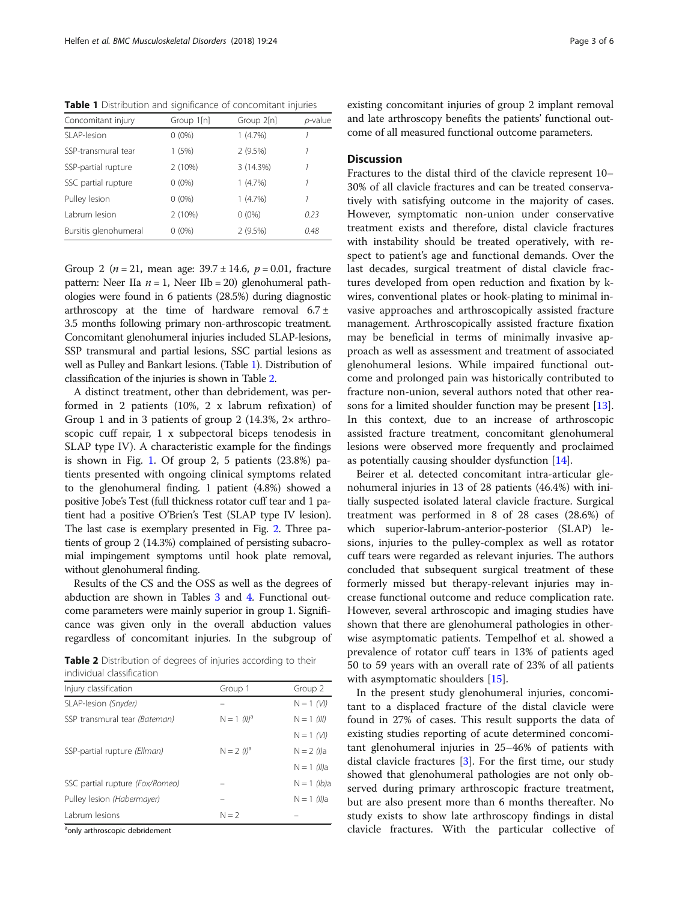**Table 1** Distribution and significance of concomitant injuries

| Concomitant injury | Group 1[n] | Group 2[n] | *p*-value |
|---|---|---|---|
| SLAP-lesion | 0 (0%) | 1 (4.7%) | *1* |
| SSP-transmural tear | 1 (5%) | 2 (9.5%) | *1* |
| SSP-partial rupture | 2 (10%) | 3 (14.3%) | *1* |
| SSC partial rupture | 0 (0%) | 1 (4.7%) | *1* |
| Pulley lesion | 0 (0%) | 1 (4.7%) | *1* |
| Labrum lesion | 2 (10%) | 0 (0%) | *0.23* |
| Bursitis glenohumeral | 0 (0%) | 2 (9.5%) | *0.48* |

Group 2 ($n = 21$, mean age: $39.7 \pm 14.6$, $p = 0.01$, fracture pattern: Neer IIa $n = 1$, Neer IIb = 20) glenohumeral pathologies were found in 6 patients (28.5%) during diagnostic arthroscopy at the time of hardware removal $6.7 \pm 3.5$ months following primary non-arthroscopic treatment. Concomitant glenohumeral injuries included SLAP-lesions, SSP transmural and partial lesions, SSC partial lesions as well as Pulley and Bankart lesions. (Table 1). Distribution of classification of the injuries is shown in Table 2.

A distinct treatment, other than debridement, was performed in 2 patients (10%, 2 x labrum refixation) of Group 1 and in 3 patients of group 2 (14.3%, 2× arthroscopic cuff repair, 1 x subpectoral biceps tenodesis in SLAP type IV). A characteristic example for the findings is shown in Fig. 1. Of group 2, 5 patients (23.8%) patients presented with ongoing clinical symptoms related to the glenohumeral finding. 1 patient (4.8%) showed a positive Jobe's Test (full thickness rotator cuff tear and 1 patient had a positive O'Brien's Test (SLAP type IV lesion). The last case is exemplary presented in Fig. 2. Three patients of group 2 (14.3%) complained of persisting subacromial impingement symptoms until hook plate removal, without glenohumeral finding.

Results of the CS and the OSS as well as the degrees of abduction are shown in Tables 3 and 4. Functional outcome parameters were mainly superior in group 1. Significance was given only in the overall abduction values regardless of concomitant injuries. In the subgroup of existing concomitant injuries of group 2 implant removal and late arthroscopy benefits the patients' functional outcome of all measured functional outcome parameters.

**Table 2** Distribution of degrees of injuries according to their individual classification

| Injury classification | Group 1 | Group 2 |
|---|---|---|
| SLAP-lesion *(Snyder)* | – | N = 1 *(VI)* |
| SSP transmural tear *(Bateman)* | N = 1 *(II)*[a] | N = 1 *(III)* |
| | | N = 1 *(VI)* |
| SSP-partial rupture *(Ellman)* | N = 2 *(I)*[a] | N = 2 *(I)*a |
| | | N = 1 *(II)*a |
| SSC partial rupture *(Fox/Romeo)* | – | N = 1 *(Ib)*a |
| Pulley lesion *(Habermayer)* | – | N = 1 *(II)*a |
| Labrum lesions | N = 2 | – |

[a]only arthroscopic debridement

## Discussion

Fractures to the distal third of the clavicle represent 10–30% of all clavicle fractures and can be treated conservatively with satisfying outcome in the majority of cases. However, symptomatic non-union under conservative treatment exists and therefore, distal clavicle fractures with instability should be treated operatively, with respect to patient's age and functional demands. Over the last decades, surgical treatment of distal clavicle fractures developed from open reduction and fixation by k-wires, conventional plates or hook-plating to minimal invasive approaches and arthroscopically assisted fracture management. Arthroscopically assisted fracture fixation may be beneficial in terms of minimally invasive approach as well as assessment and treatment of associated glenohumeral lesions. While impaired functional outcome and prolonged pain was historically contributed to fracture non-union, several authors noted that other reasons for a limited shoulder function may be present [13]. In this context, due to an increase of arthroscopic assisted fracture treatment, concomitant glenohumeral lesions were observed more frequently and proclaimed as potentially causing shoulder dysfunction [14].

Beirer et al. detected concomitant intra-articular glenohumeral injuries in 13 of 28 patients (46.4%) with initially suspected isolated lateral clavicle fracture. Surgical treatment was performed in 8 of 28 cases (28.6%) of which superior-labrum-anterior-posterior (SLAP) lesions, injuries to the pulley-complex as well as rotator cuff tears were regarded as relevant injuries. The authors concluded that subsequent surgical treatment of these formerly missed but therapy-relevant injuries may increase functional outcome and reduce complication rate. However, several arthroscopic and imaging studies have shown that there are glenohumeral pathologies in otherwise asymptomatic patients. Tempelhof et al. showed a prevalence of rotator cuff tears in 13% of patients aged 50 to 59 years with an overall rate of 23% of all patients with asymptomatic shoulders [15].

In the present study glenohumeral injuries, concomitant to a displaced fracture of the distal clavicle were found in 27% of cases. This result supports the data of existing studies reporting of acute determined concomitant glenohumeral injuries in 25–46% of patients with distal clavicle fractures [3]. For the first time, our study showed that glenohumeral pathologies are not only observed during primary arthroscopic fracture treatment, but are also present more than 6 months thereafter. No study exists to show late arthroscopy findings in distal clavicle fractures. With the particular collective of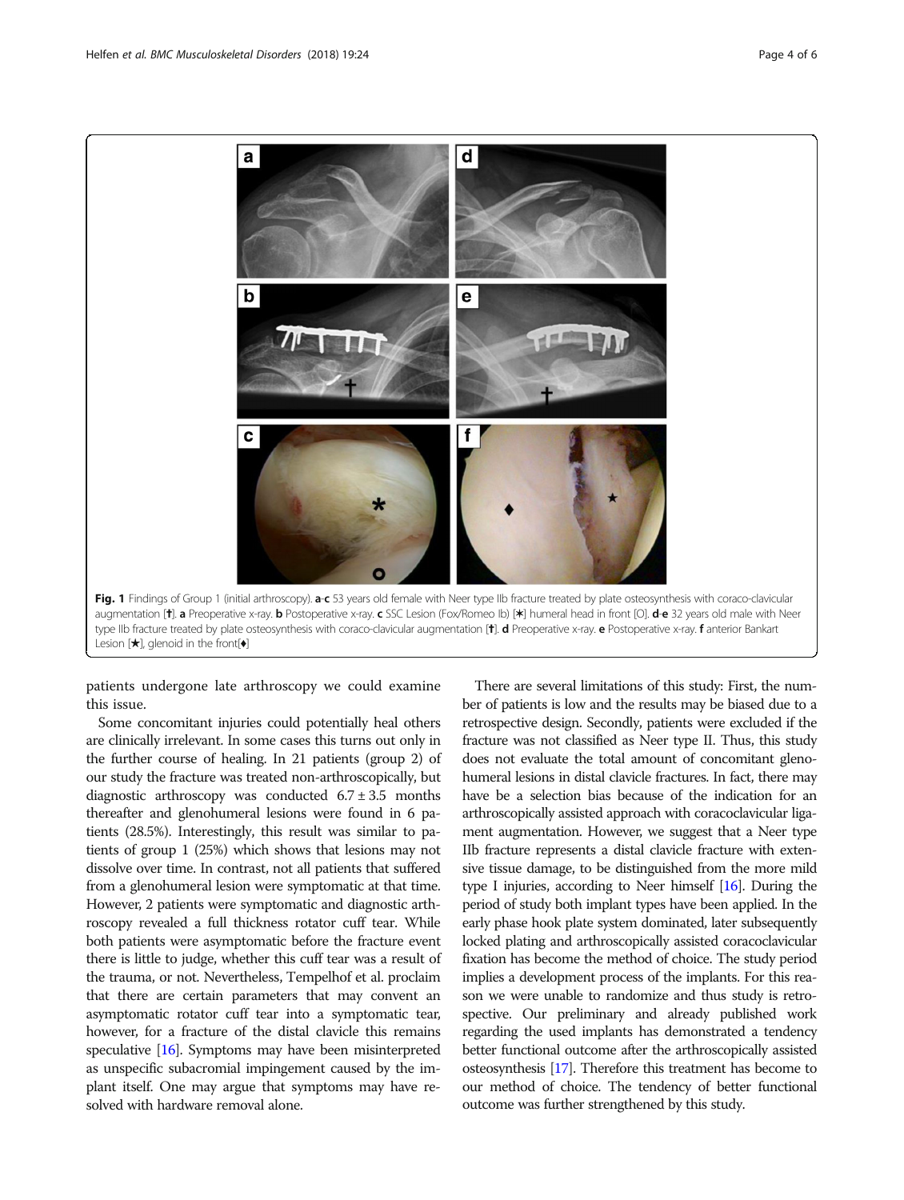Fig. 1 Findings of Group 1 (initial arthroscopy). **a**-**c** 53 years old female with Neer type IIb fracture treated by plate osteosynthesis with coraco-clavicular augmentation [†]. **a** Preoperative x-ray. **b** Postoperative x-ray. **c** SSC Lesion (Fox/Romeo Ib) [*] humeral head in front [O]. **d**-**e** 32 years old male with Neer type IIb fracture treated by plate osteosynthesis with coraco-clavicular augmentation [†]. **d** Preoperative x-ray. **e** Postoperative x-ray. **f** anterior Bankart Lesion [★], glenoid in the front[♦]

patients undergone late arthroscopy we could examine this issue.

Some concomitant injuries could potentially heal others are clinically irrelevant. In some cases this turns out only in the further course of healing. In 21 patients (group 2) of our study the fracture was treated non-arthroscopically, but diagnostic arthroscopy was conducted 6.7 ± 3.5 months thereafter and glenohumeral lesions were found in 6 patients (28.5%). Interestingly, this result was similar to patients of group 1 (25%) which shows that lesions may not dissolve over time. In contrast, not all patients that suffered from a glenohumeral lesion were symptomatic at that time. However, 2 patients were symptomatic and diagnostic arthroscopy revealed a full thickness rotator cuff tear. While both patients were asymptomatic before the fracture event there is little to judge, whether this cuff tear was a result of the trauma, or not. Nevertheless, Tempelhof et al. proclaim that there are certain parameters that may convent an asymptomatic rotator cuff tear into a symptomatic tear, however, for a fracture of the distal clavicle this remains speculative [16]. Symptoms may have been misinterpreted as unspecific subacromial impingement caused by the implant itself. One may argue that symptoms may have resolved with hardware removal alone.

There are several limitations of this study: First, the number of patients is low and the results may be biased due to a retrospective design. Secondly, patients were excluded if the fracture was not classified as Neer type II. Thus, this study does not evaluate the total amount of concomitant glenohumeral lesions in distal clavicle fractures. In fact, there may have be a selection bias because of the indication for an arthroscopically assisted approach with coracoclavicular ligament augmentation. However, we suggest that a Neer type IIb fracture represents a distal clavicle fracture with extensive tissue damage, to be distinguished from the more mild type I injuries, according to Neer himself [16]. During the period of study both implant types have been applied. In the early phase hook plate system dominated, later subsequently locked plating and arthroscopically assisted coracoclavicular fixation has become the method of choice. The study period implies a development process of the implants. For this reason we were unable to randomize and thus study is retrospective. Our preliminary and already published work regarding the used implants has demonstrated a tendency better functional outcome after the arthroscopically assisted osteosynthesis [17]. Therefore this treatment has become to our method of choice. The tendency of better functional outcome was further strengthened by this study.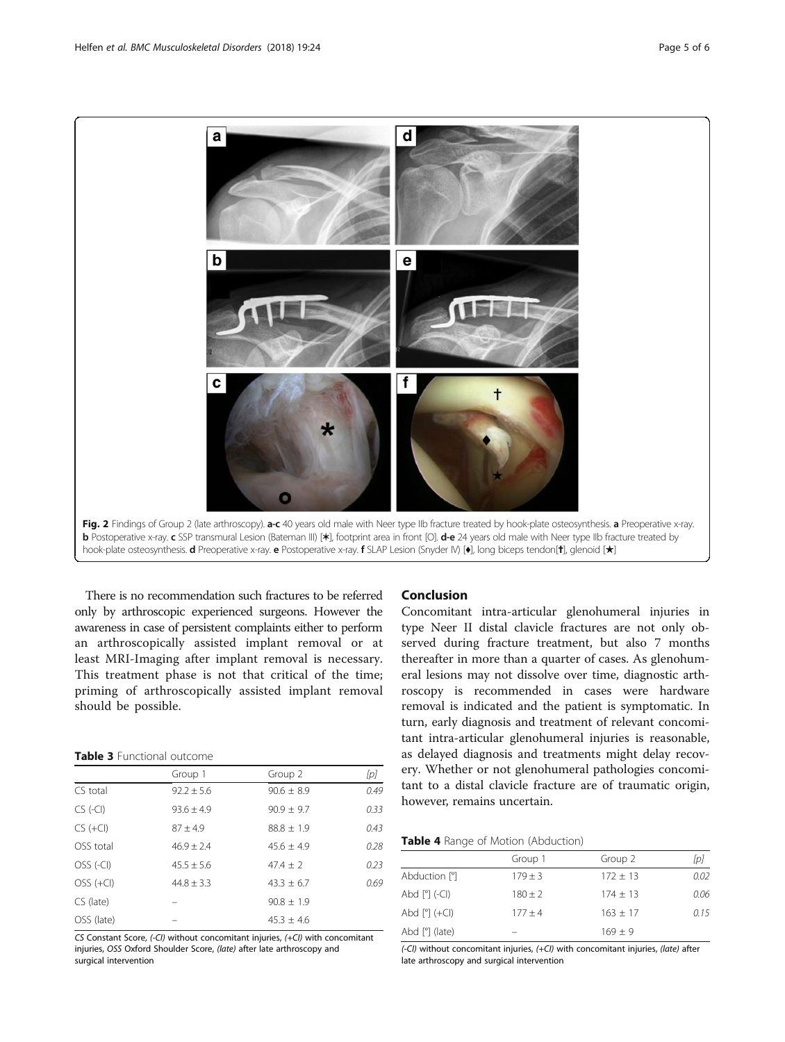Fig. 2 Findings of Group 2 (late arthroscopy). **a-c** 40 years old male with Neer type IIb fracture treated by hook-plate osteosynthesis. **a** Preoperative x-ray. **b** Postoperative x-ray. **c** SSP transmural Lesion (Bateman III) [✱], footprint area in front [O]. **d-e** 24 years old male with Neer type IIb fracture treated by hook-plate osteosynthesis. **d** Preoperative x-ray. **e** Postoperative x-ray. **f** SLAP Lesion (Snyder IV) [♦], long biceps tendon[✝], glenoid [★]

There is no recommendation such fractures to be referred only by arthroscopic experienced surgeons. However the awareness in case of persistent complaints either to perform an arthroscopically assisted implant removal or at least MRI-Imaging after implant removal is necessary. This treatment phase is not that critical of the time; priming of arthroscopically assisted implant removal should be possible.

**Table 3** Functional outcome

| | Group 1 | Group 2 | [p] |
|---|---|---|---|
| CS total | 92.2 ± 5.6 | 90.6 ± 8.9 | 0.49 |
| CS (-CI) | 93.6 ± 4.9 | 90.9 ± 9.7 | 0.33 |
| CS (+CI) | 87 ± 4.9 | 88.8 ± 1.9 | 0.43 |
| OSS total | 46.9 ± 2.4 | 45.6 ± 4.9 | 0.28 |
| OSS (-CI) | 45.5 ± 5.6 | 47.4 ± 2 | 0.23 |
| OSS (+CI) | 44.8 ± 3.3 | 43.3 ± 6.7 | 0.69 |
| CS (late) | – | 90.8 ± 1.9 | |
| OSS (late) | – | 45.3 ± 4.6 | |

*CS* Constant Score, *(-CI)* without concomitant injuries, *(+CI)* with concomitant injuries, *OSS* Oxford Shoulder Score, *(late)* after late arthroscopy and surgical intervention

## Conclusion

Concomitant intra-articular glenohumeral injuries in type Neer II distal clavicle fractures are not only observed during fracture treatment, but also 7 months thereafter in more than a quarter of cases. As glenohumeral lesions may not dissolve over time, diagnostic arthroscopy is recommended in cases were hardware removal is indicated and the patient is symptomatic. In turn, early diagnosis and treatment of relevant concomitant intra-articular glenohumeral injuries is reasonable, as delayed diagnosis and treatments might delay recovery. Whether or not glenohumeral pathologies concomitant to a distal clavicle fracture are of traumatic origin, however, remains uncertain.

**Table 4** Range of Motion (Abduction)

| | Group 1 | Group 2 | [p] |
|---|---|---|---|
| Abduction [°] | 179 ± 3 | 172 ± 13 | 0.02 |
| Abd [°] (-CI) | 180 ± 2 | 174 ± 13 | 0.06 |
| Abd [°] (+CI) | 177 ± 4 | 163 ± 17 | 0.15 |
| Abd [°] (late) | – | 169 ± 9 | |

*(-CI)* without concomitant injuries, *(+CI)* with concomitant injuries, *(late)* after late arthroscopy and surgical intervention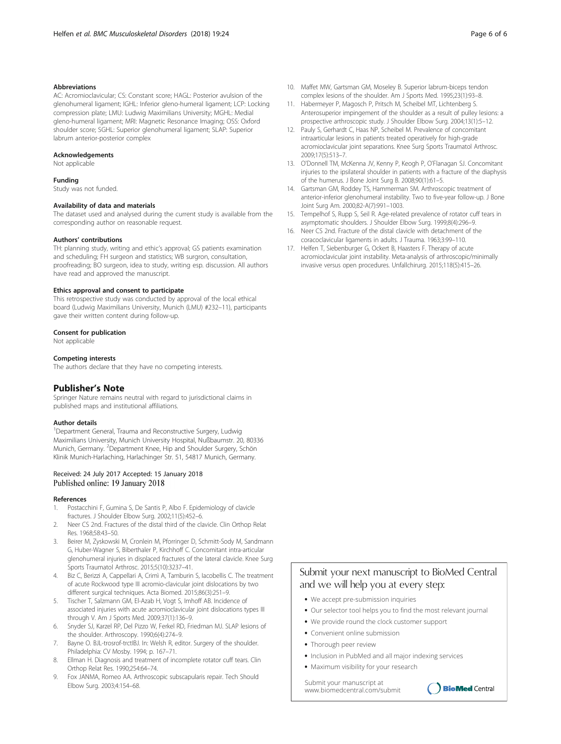#### Abbreviations

AC: Acromioclavicular; CS: Constant score; HAGL: Posterior avulsion of the glenohumeral ligament; IGHL: Inferior gleno-humeral ligament; LCP: Locking compression plate; LMU: Ludwig Maximilians University; MGHL: Medial gleno-humeral ligament; MRI: Magnetic Resonance Imaging; OSS: Oxford shoulder score; SGHL: Superior glenohumeral ligament; SLAP: Superior labrum anterior-posterior complex

#### Acknowledgements

Not applicable

#### Funding

Study was not funded.

#### Availability of data and materials

The dataset used and analysed during the current study is available from the corresponding author on reasonable request.

#### Authors' contributions

TH: planning study, writing and ethic's approval; GS patients examination and scheduling; FH surgeon and statistics; WB surgron, consultation, proofreading; BO surgeon, idea to study, writing esp. discussion. All authors have read and approved the manuscript.

#### Ethics approval and consent to participate

This retrospective study was conducted by approval of the local ethical board (Ludwig Maximilians University, Munich (LMU) #232–11), participants gave their written content during follow-up.

#### Consent for publication

Not applicable

#### Competing interests

The authors declare that they have no competing interests.

## Publisher's Note

Springer Nature remains neutral with regard to jurisdictional claims in published maps and institutional affiliations.

#### Author details

[1]Department General, Trauma and Reconstructive Surgery, Ludwig Maximilians University, Munich University Hospital, Nußbaumstr. 20, 80336 Munich, Germany. [2]Department Knee, Hip and Shoulder Surgery, Schön Klinik Munich-Harlaching, Harlachinger Str. 51, 54817 Munich, Germany.

Received: 24 July 2017 Accepted: 15 January 2018
Published online: 19 January 2018

#### References

1. Postacchini F, Gumina S, De Santis P, Albo F. Epidemiology of clavicle fractures. J Shoulder Elbow Surg. 2002;11(5):452–6.
2. Neer CS 2nd. Fractures of the distal third of the clavicle. Clin Orthop Relat Res. 1968;58:43–50.
3. Beirer M, Zyskowski M, Cronlein M, Pforringer D, Schmitt-Sody M, Sandmann G, Huber-Wagner S, Biberthaler P, Kirchhoff C. Concomitant intra-articular glenohumeral injuries in displaced fractures of the lateral clavicle. Knee Surg Sports Traumatol Arthrosc. 2015;5(10):3237–41.
4. Biz C, Berizzi A, Cappellari A, Crimì A, Tamburin S, Iacobellis C. The treatment of acute Rockwood type III acromio-clavicular joint dislocations by two different surgical techniques. Acta Biomed. 2015;86(3):251–9.
5. Tischer T, Salzmann GM, El-Azab H, Vogt S, Imhoff AB. Incidence of associated injuries with acute acromioclavicular joint dislocations types III through V. Am J Sports Med. 2009;37(1):136–9.
6. Snyder SJ, Karzel RP, Del Pizzo W, Ferkel RD, Friedman MJ. SLAP lesions of the shoulder. Arthroscopy. 1990;6(4):274–9.
7. Bayne O. BJL-trosrof-trctlBJ. In: Welsh R, editor. Surgery of the shoulder. Philadelphia: CV Mosby. 1994; p. 167–71.
8. Ellman H. Diagnosis and treatment of incomplete rotator cuff tears. Clin Orthop Relat Res. 1990;254:64–74.
9. Fox JANMA, Romeo AA. Arthroscopic subscapularis repair. Tech Should Elbow Surg. 2003;4:154–68.
10. Maffet MW, Gartsman GM, Moseley B. Superior labrum-biceps tendon complex lesions of the shoulder. Am J Sports Med. 1995;23(1):93–8.
11. Habermeyer P, Magosch P, Pritsch M, Scheibel MT, Lichtenberg S. Anterosuperior impingement of the shoulder as a result of pulley lesions: a prospective arthroscopic study. J Shoulder Elbow Surg. 2004;13(1):5–12.
12. Pauly S, Gerhardt C, Haas NP, Scheibel M. Prevalence of concomitant intraarticular lesions in patients treated operatively for high-grade acromioclavicular joint separations. Knee Surg Sports Traumatol Arthrosc. 2009;17(5):513–7.
13. O'Donnell TM, McKenna JV, Kenny P, Keogh P, O'Flanagan SJ. Concomitant injuries to the ipsilateral shoulder in patients with a fracture of the diaphysis of the humerus. J Bone Joint Surg B. 2008;90(1):61–5.
14. Gartsman GM, Roddey TS, Hammerman SM. Arthroscopic treatment of anterior-inferior glenohumeral instability. Two to five-year follow-up. J Bone Joint Surg Am. 2000;82-A(7):991–1003.
15. Tempelhof S, Rupp S, Seil R. Age-related prevalence of rotator cuff tears in asymptomatic shoulders. J Shoulder Elbow Surg. 1999;8(4):296–9.
16. Neer CS 2nd. Fracture of the distal clavicle with detachment of the coracoclavicular ligaments in adults. J Trauma. 1963;3:99–110.
17. Helfen T, Siebenburger G, Ockert B, Haasters F. Therapy of acute acromioclavicular joint instability. Meta-analysis of arthroscopic/minimally invasive versus open procedures. Unfallchirurg. 2015;118(5):415–26.

Submit your next manuscript to BioMed Central and we will help you at every step:

- We accept pre-submission inquiries
- Our selector tool helps you to find the most relevant journal
- We provide round the clock customer support
- Convenient online submission
- Thorough peer review
- Inclusion in PubMed and all major indexing services
- Maximum visibility for your research

Submit your manuscript at www.biomedcentral.com/submit

BioMed Central